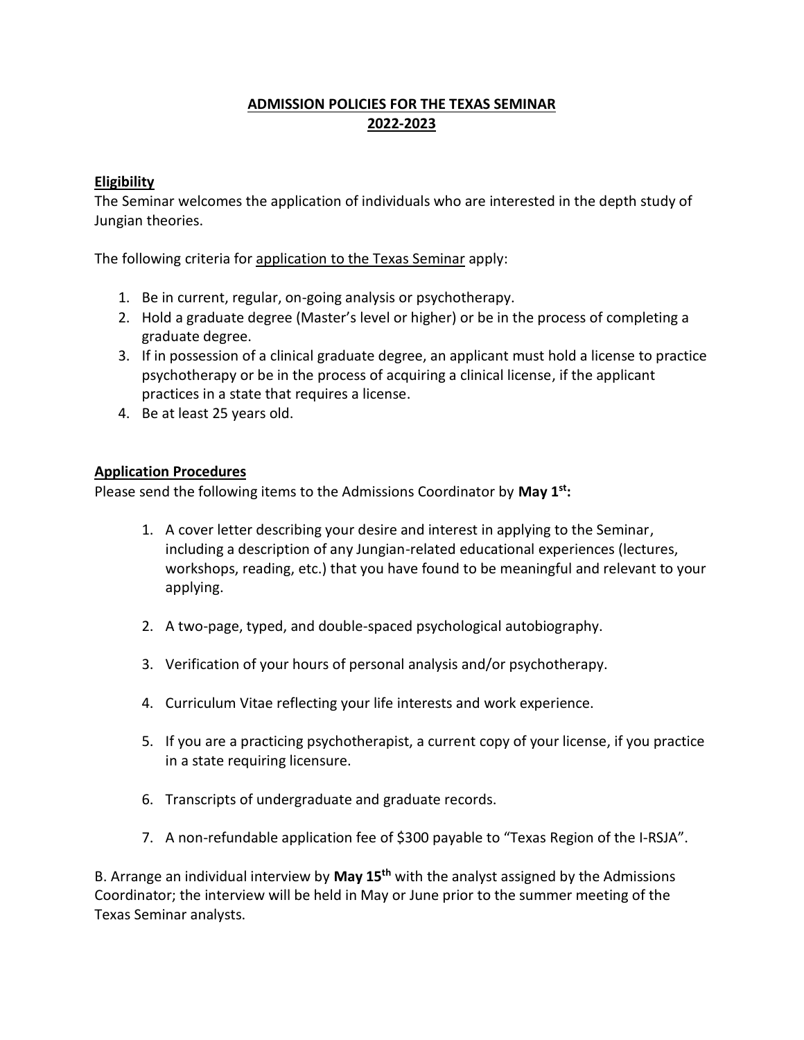# ADMISSION POLICIES FOR THE TEXAS SEMINAR 2022-2023

## Eligibility

The Seminar welcomes the application of individuals who are interested in the depth study of Jungian theories.

The following criteria for application to the Texas Seminar apply:

1. Be in current, regular, on-going analysis or psychotherapy.
2. Hold a graduate degree (Master's level or higher) or be in the process of completing a graduate degree.
3. If in possession of a clinical graduate degree, an applicant must hold a license to practice psychotherapy or be in the process of acquiring a clinical license, if the applicant practices in a state that requires a license.
4. Be at least 25 years old.

## Application Procedures

Please send the following items to the Admissions Coordinator by **May 1st:**

1. A cover letter describing your desire and interest in applying to the Seminar, including a description of any Jungian-related educational experiences (lectures, workshops, reading, etc.) that you have found to be meaningful and relevant to your applying.

2. A two-page, typed, and double-spaced psychological autobiography.

3. Verification of your hours of personal analysis and/or psychotherapy.

4. Curriculum Vitae reflecting your life interests and work experience.

5. If you are a practicing psychotherapist, a current copy of your license, if you practice in a state requiring licensure.

6. Transcripts of undergraduate and graduate records.

7. A non-refundable application fee of $300 payable to "Texas Region of the I-RSJA".

B. Arrange an individual interview by **May 15th** with the analyst assigned by the Admissions Coordinator; the interview will be held in May or June prior to the summer meeting of the Texas Seminar analysts.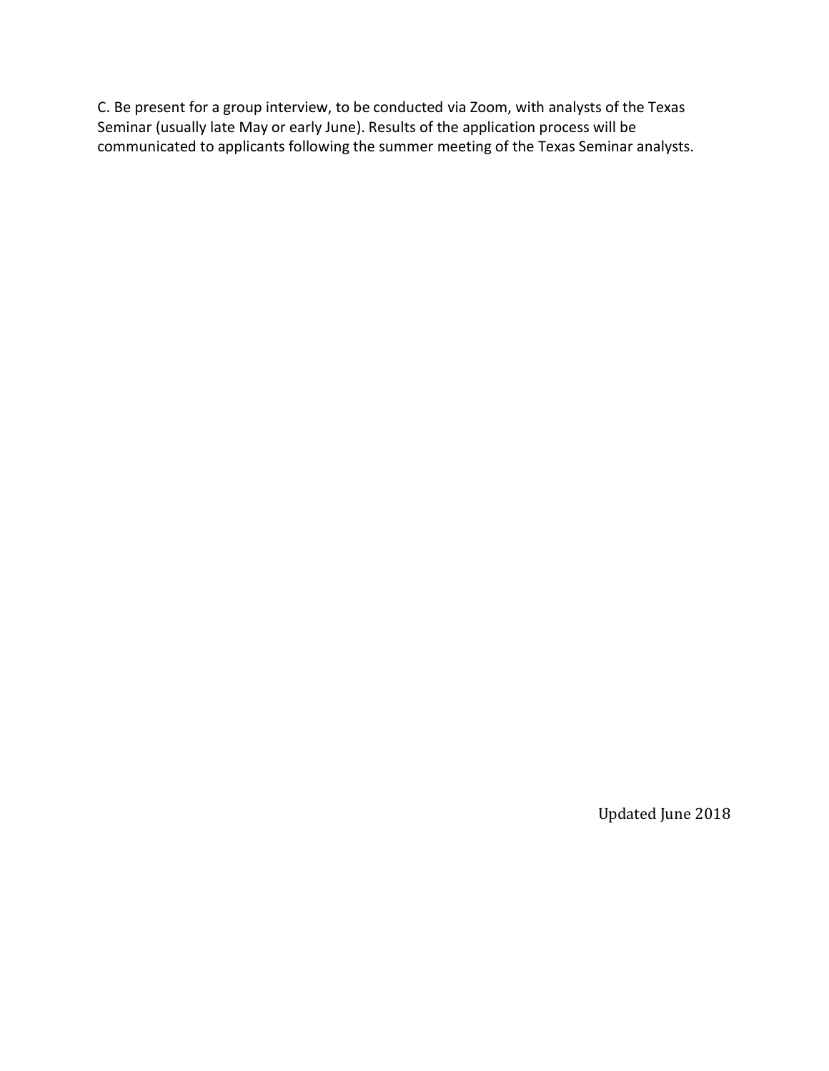C. Be present for a group interview, to be conducted via Zoom, with analysts of the Texas Seminar (usually late May or early June). Results of the application process will be communicated to applicants following the summer meeting of the Texas Seminar analysts.

Updated June 2018